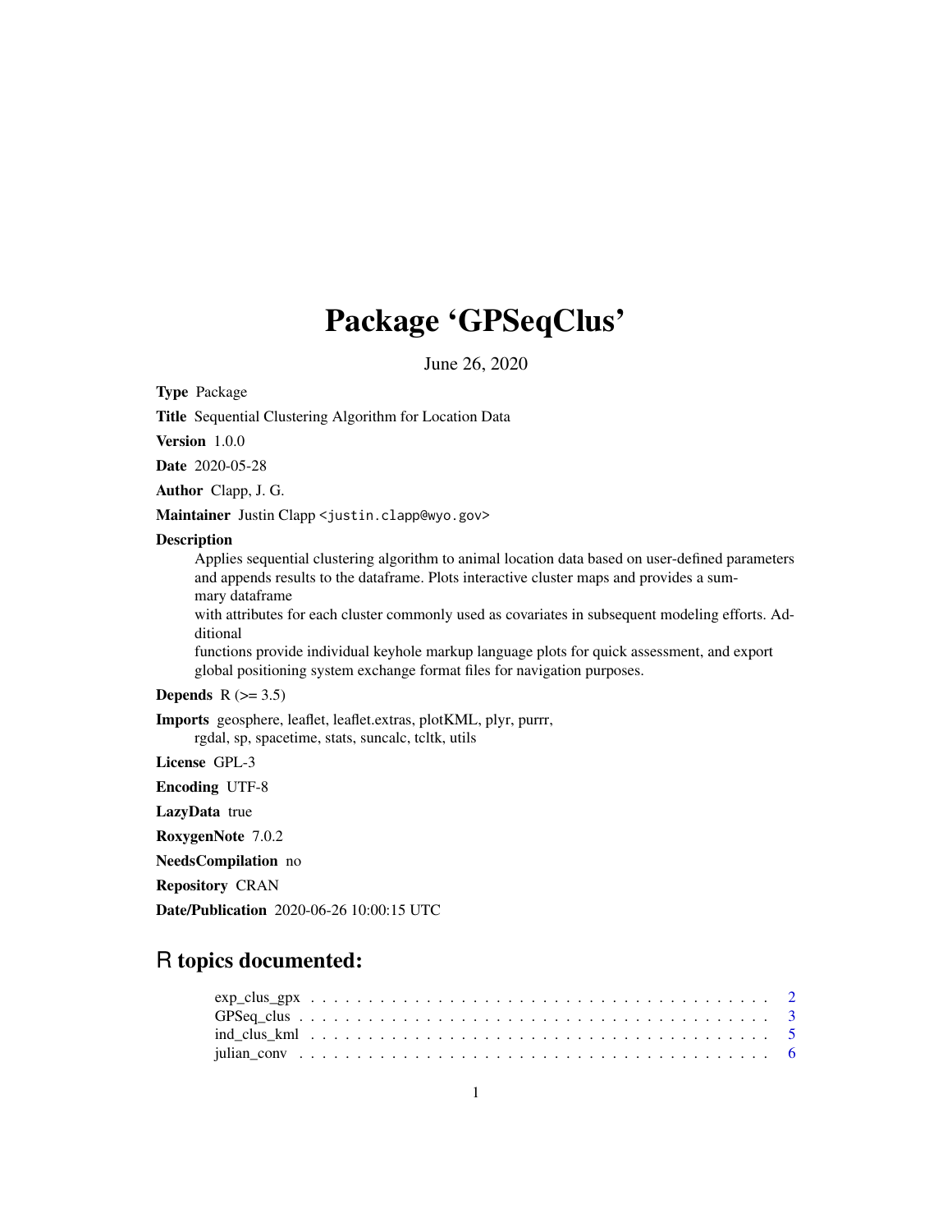# Package 'GPSeqClus'

June 26, 2020

**Type** Package

**Title** Sequential Clustering Algorithm for Location Data

**Version** 1.0.0

**Date** 2020-05-28

**Author** Clapp, J. G.

**Maintainer** Justin Clapp <justin.clapp@wyo.gov>

**Description**

Applies sequential clustering algorithm to animal location data based on user-defined parameters and appends results to the dataframe. Plots interactive cluster maps and provides a summary dataframe
with attributes for each cluster commonly used as covariates in subsequent modeling efforts. Additional
functions provide individual keyhole markup language plots for quick assessment, and export global positioning system exchange format files for navigation purposes.

**Depends** R (>= 3.5)

**Imports** geosphere, leaflet, leaflet.extras, plotKML, plyr, purrr, rgdal, sp, spacetime, stats, suncalc, tcltk, utils

**License** GPL-3

**Encoding** UTF-8

**LazyData** true

**RoxygenNote** 7.0.2

**NeedsCompilation** no

**Repository** CRAN

**Date/Publication** 2020-06-26 10:00:15 UTC

## R topics documented:

- exp_clus_gpx . . . . . . . . . . . . . . . . . . . . . . . . . . . . . . . . . . . . . . 2
- GPSeq_clus . . . . . . . . . . . . . . . . . . . . . . . . . . . . . . . . . . . . . . . 3
- ind_clus_kml . . . . . . . . . . . . . . . . . . . . . . . . . . . . . . . . . . . . . . 5
- julian_conv . . . . . . . . . . . . . . . . . . . . . . . . . . . . . . . . . . . . . . . 6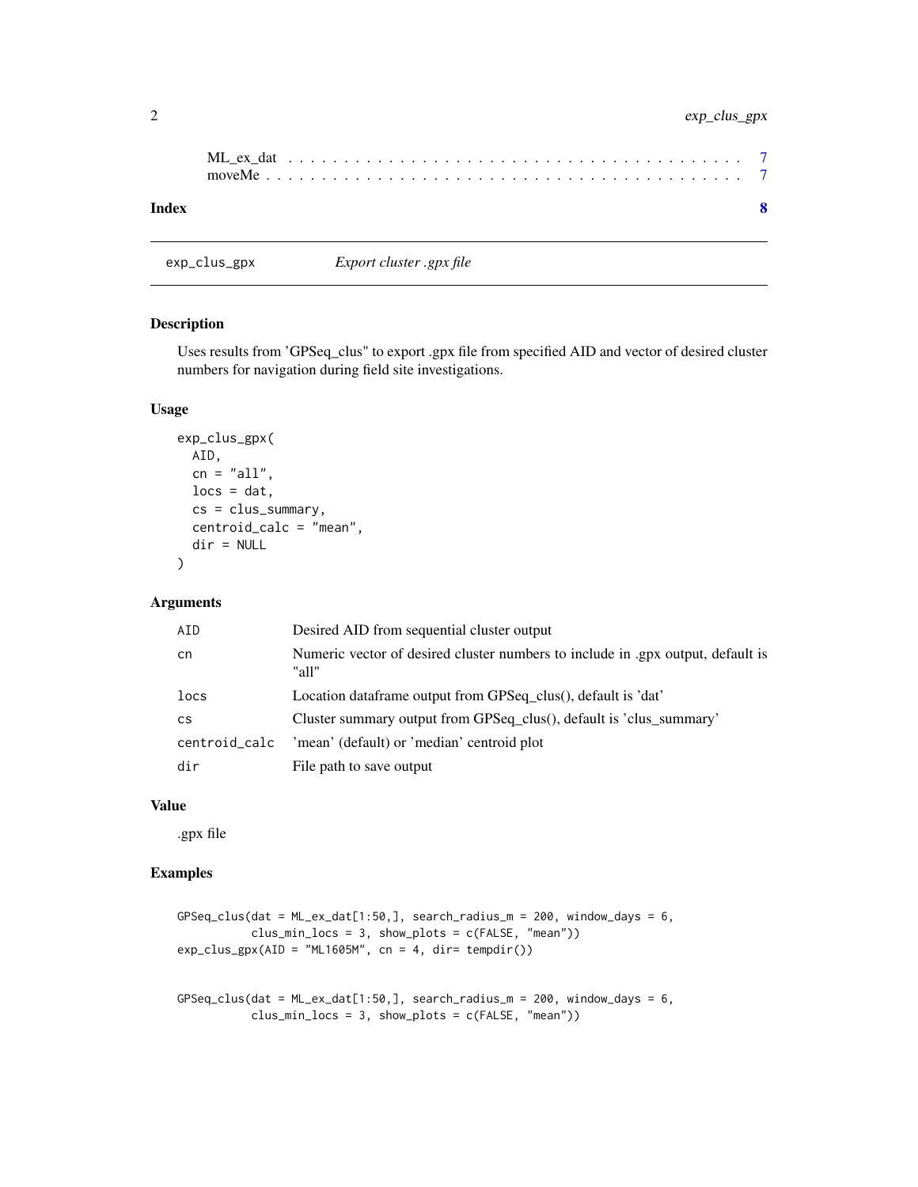ML_ex_dat . . . . . . . . . . . . . . . . . . . . . . . . . . . . . . . . . . . . . . . 7
moveMe . . . . . . . . . . . . . . . . . . . . . . . . . . . . . . . . . . . . . . . . 7

**Index** **8**

---

## exp_clus_gpx — *Export cluster .gpx file*

### Description

Uses results from 'GPSeq_clus" to export .gpx file from specified AID and vector of desired cluster numbers for navigation during field site investigations.

### Usage

```
exp_clus_gpx(
  AID,
  cn = "all",
  locs = dat,
  cs = clus_summary,
  centroid_calc = "mean",
  dir = NULL
)
```

### Arguments

| | |
|---|---|
| AID | Desired AID from sequential cluster output |
| cn | Numeric vector of desired cluster numbers to include in .gpx output, default is "all" |
| locs | Location dataframe output from GPSeq_clus(), default is 'dat' |
| cs | Cluster summary output from GPSeq_clus(), default is 'clus_summary' |
| centroid_calc | 'mean' (default) or 'median' centroid plot |
| dir | File path to save output |

### Value

.gpx file

### Examples

```
GPSeq_clus(dat = ML_ex_dat[1:50,], search_radius_m = 200, window_days = 6,
           clus_min_locs = 3, show_plots = c(FALSE, "mean"))
exp_clus_gpx(AID = "ML1605M", cn = 4, dir= tempdir())


GPSeq_clus(dat = ML_ex_dat[1:50,], search_radius_m = 200, window_days = 6,
           clus_min_locs = 3, show_plots = c(FALSE, "mean"))
```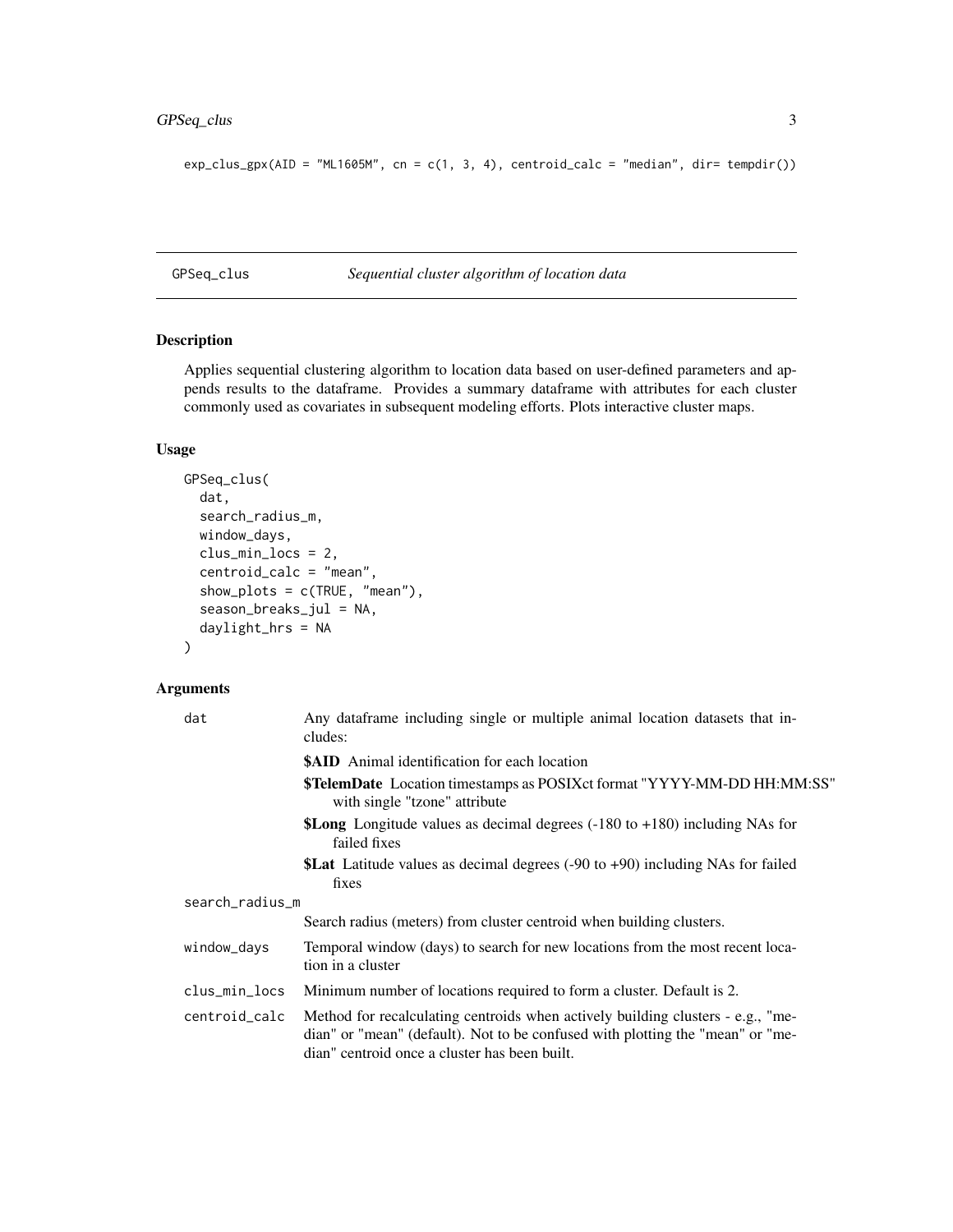```
exp_clus_gpx(AID = "ML1605M", cn = c(1, 3, 4), centroid_calc = "median", dir= tempdir())
```

## GPSeq_clus — *Sequential cluster algorithm of location data*

### Description

Applies sequential clustering algorithm to location data based on user-defined parameters and appends results to the dataframe. Provides a summary dataframe with attributes for each cluster commonly used as covariates in subsequent modeling efforts. Plots interactive cluster maps.

### Usage

```
GPSeq_clus(
  dat,
  search_radius_m,
  window_days,
  clus_min_locs = 2,
  centroid_calc = "mean",
  show_plots = c(TRUE, "mean"),
  season_breaks_jul = NA,
  daylight_hrs = NA
)
```

### Arguments

| Argument | Description |
| --- | --- |
| `dat` | Any dataframe including single or multiple animal location datasets that includes:<br>**$AID** Animal identification for each location<br>**$TelemDate** Location timestamps as POSIXct format "YYYY-MM-DD HH:MM:SS" with single "tzone" attribute<br>**$Long** Longitude values as decimal degrees (-180 to +180) including NAs for failed fixes<br>**$Lat** Latitude values as decimal degrees (-90 to +90) including NAs for failed fixes |
| `search_radius_m` | Search radius (meters) from cluster centroid when building clusters. |
| `window_days` | Temporal window (days) to search for new locations from the most recent location in a cluster |
| `clus_min_locs` | Minimum number of locations required to form a cluster. Default is 2. |
| `centroid_calc` | Method for recalculating centroids when actively building clusters - e.g., "median" or "mean" (default). Not to be confused with plotting the "mean" or "median" centroid once a cluster has been built. |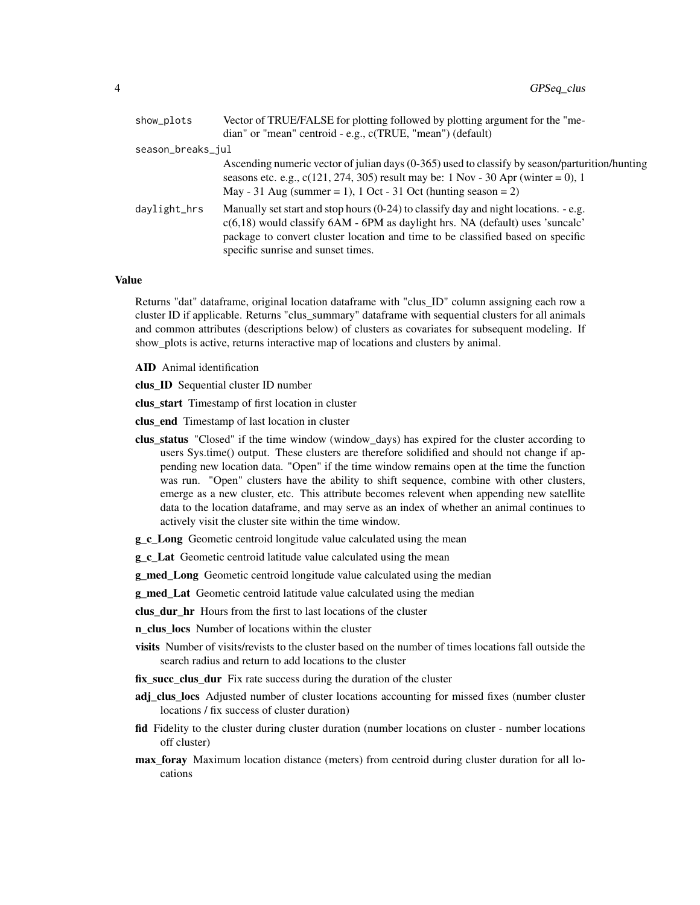| | |
|---|---|
| show_plots | Vector of TRUE/FALSE for plotting followed by plotting argument for the "median" or "mean" centroid - e.g., c(TRUE, "mean") (default) |
| season_breaks_jul | Ascending numeric vector of julian days (0-365) used to classify by season/parturition/hunting seasons etc. e.g., c(121, 274, 305) result may be: 1 Nov - 30 Apr (winter = 0), 1 May - 31 Aug (summer = 1), 1 Oct - 31 Oct (hunting season = 2) |
| daylight_hrs | Manually set start and stop hours (0-24) to classify day and night locations. - e.g. c(6,18) would classify 6AM - 6PM as daylight hrs. NA (default) uses 'suncalc' package to convert cluster location and time to be classified based on specific specific sunrise and sunset times. |

## Value

Returns "dat" dataframe, original location dataframe with "clus_ID" column assigning each row a cluster ID if applicable. Returns "clus_summary" dataframe with sequential clusters for all animals and common attributes (descriptions below) of clusters as covariates for subsequent modeling. If show_plots is active, returns interactive map of locations and clusters by animal.

- **AID** Animal identification
- **clus_ID** Sequential cluster ID number
- **clus_start** Timestamp of first location in cluster
- **clus_end** Timestamp of last location in cluster
- **clus_status** "Closed" if the time window (window_days) has expired for the cluster according to users Sys.time() output. These clusters are therefore solidified and should not change if appending new location data. "Open" if the time window remains open at the time the function was run. "Open" clusters have the ability to shift sequence, combine with other clusters, emerge as a new cluster, etc. This attribute becomes relevent when appending new satellite data to the location dataframe, and may serve as an index of whether an animal continues to actively visit the cluster site within the time window.
- **g_c_Long** Geometic centroid longitude value calculated using the mean
- **g_c_Lat** Geometic centroid latitude value calculated using the mean
- **g_med_Long** Geometic centroid longitude value calculated using the median
- **g_med_Lat** Geometic centroid latitude value calculated using the median
- **clus_dur_hr** Hours from the first to last locations of the cluster
- **n_clus_locs** Number of locations within the cluster
- **visits** Number of visits/revists to the cluster based on the number of times locations fall outside the search radius and return to add locations to the cluster
- **fix_succ_clus_dur** Fix rate success during the duration of the cluster
- **adj_clus_locs** Adjusted number of cluster locations accounting for missed fixes (number cluster locations / fix success of cluster duration)
- **fid** Fidelity to the cluster during cluster duration (number locations on cluster - number locations off cluster)
- **max_foray** Maximum location distance (meters) from centroid during cluster duration for all locations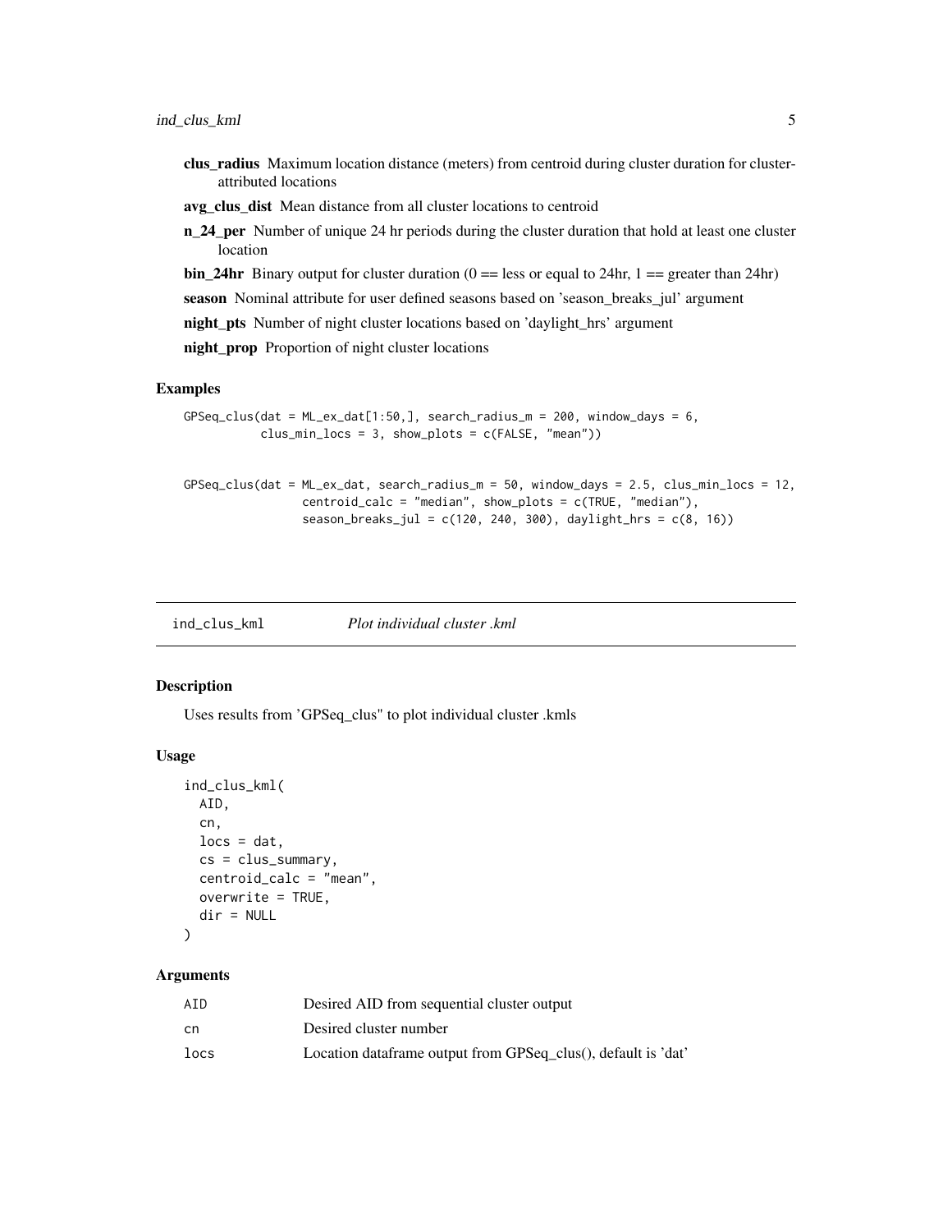**clus_radius** Maximum location distance (meters) from centroid during cluster duration for cluster-attributed locations

**avg_clus_dist** Mean distance from all cluster locations to centroid

**n_24_per** Number of unique 24 hr periods during the cluster duration that hold at least one cluster location

**bin_24hr** Binary output for cluster duration (0 == less or equal to 24hr, 1 == greater than 24hr)

**season** Nominal attribute for user defined seasons based on 'season_breaks_jul' argument

**night_pts** Number of night cluster locations based on 'daylight_hrs' argument

**night_prop** Proportion of night cluster locations

## Examples

```
GPSeq_clus(dat = ML_ex_dat[1:50,], search_radius_m = 200, window_days = 6,
           clus_min_locs = 3, show_plots = c(FALSE, "mean"))


GPSeq_clus(dat = ML_ex_dat, search_radius_m = 50, window_days = 2.5, clus_min_locs = 12,
                centroid_calc = "median", show_plots = c(TRUE, "median"),
                season_breaks_jul = c(120, 240, 300), daylight_hrs = c(8, 16))
```

---

# ind_clus_kml *Plot individual cluster .kml*

## Description

Uses results from 'GPSeq_clus" to plot individual cluster .kmls

## Usage

```
ind_clus_kml(
  AID,
  cn,
  locs = dat,
  cs = clus_summary,
  centroid_calc = "mean",
  overwrite = TRUE,
  dir = NULL
)
```

## Arguments

| | |
|---|---|
| AID | Desired AID from sequential cluster output |
| cn | Desired cluster number |
| locs | Location dataframe output from GPSeq_clus(), default is 'dat' |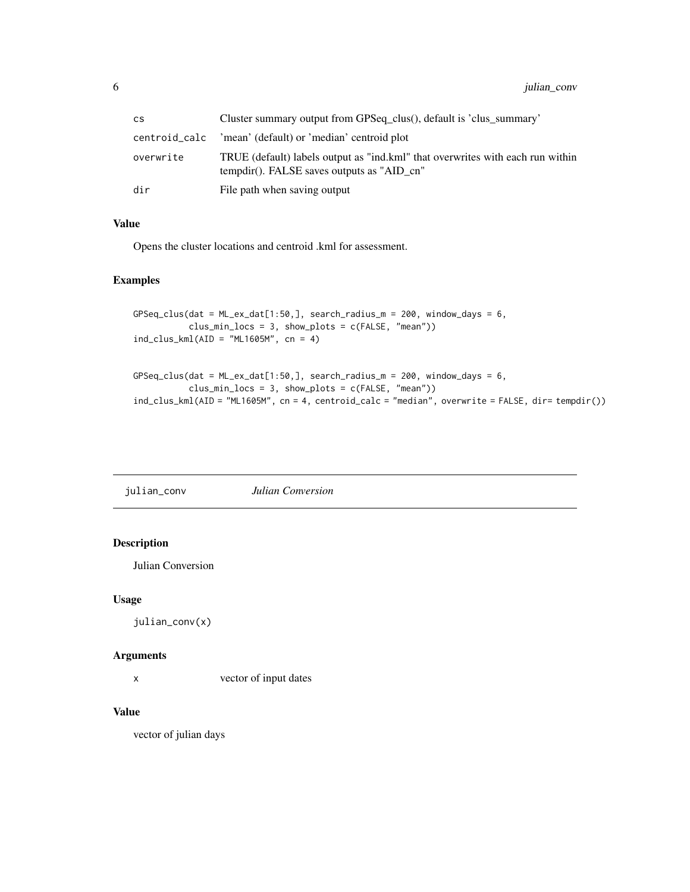| | |
|---|---|
| cs | Cluster summary output from GPSeq_clus(), default is 'clus_summary' |
| centroid_calc | 'mean' (default) or 'median' centroid plot |
| overwrite | TRUE (default) labels output as "ind.kml" that overwrites with each run within tempdir(). FALSE saves outputs as "AID_cn" |
| dir | File path when saving output |

### Value

Opens the cluster locations and centroid .kml for assessment.

### Examples

```
GPSeq_clus(dat = ML_ex_dat[1:50,], search_radius_m = 200, window_days = 6,
           clus_min_locs = 3, show_plots = c(FALSE, "mean"))
ind_clus_kml(AID = "ML1605M", cn = 4)


GPSeq_clus(dat = ML_ex_dat[1:50,], search_radius_m = 200, window_days = 6,
           clus_min_locs = 3, show_plots = c(FALSE, "mean"))
ind_clus_kml(AID = "ML1605M", cn = 4, centroid_calc = "median", overwrite = FALSE, dir= tempdir())
```

## julian_conv *Julian Conversion*

### Description

Julian Conversion

### Usage

```
julian_conv(x)
```

### Arguments

| | |
|---|---|
| x | vector of input dates |

### Value

vector of julian days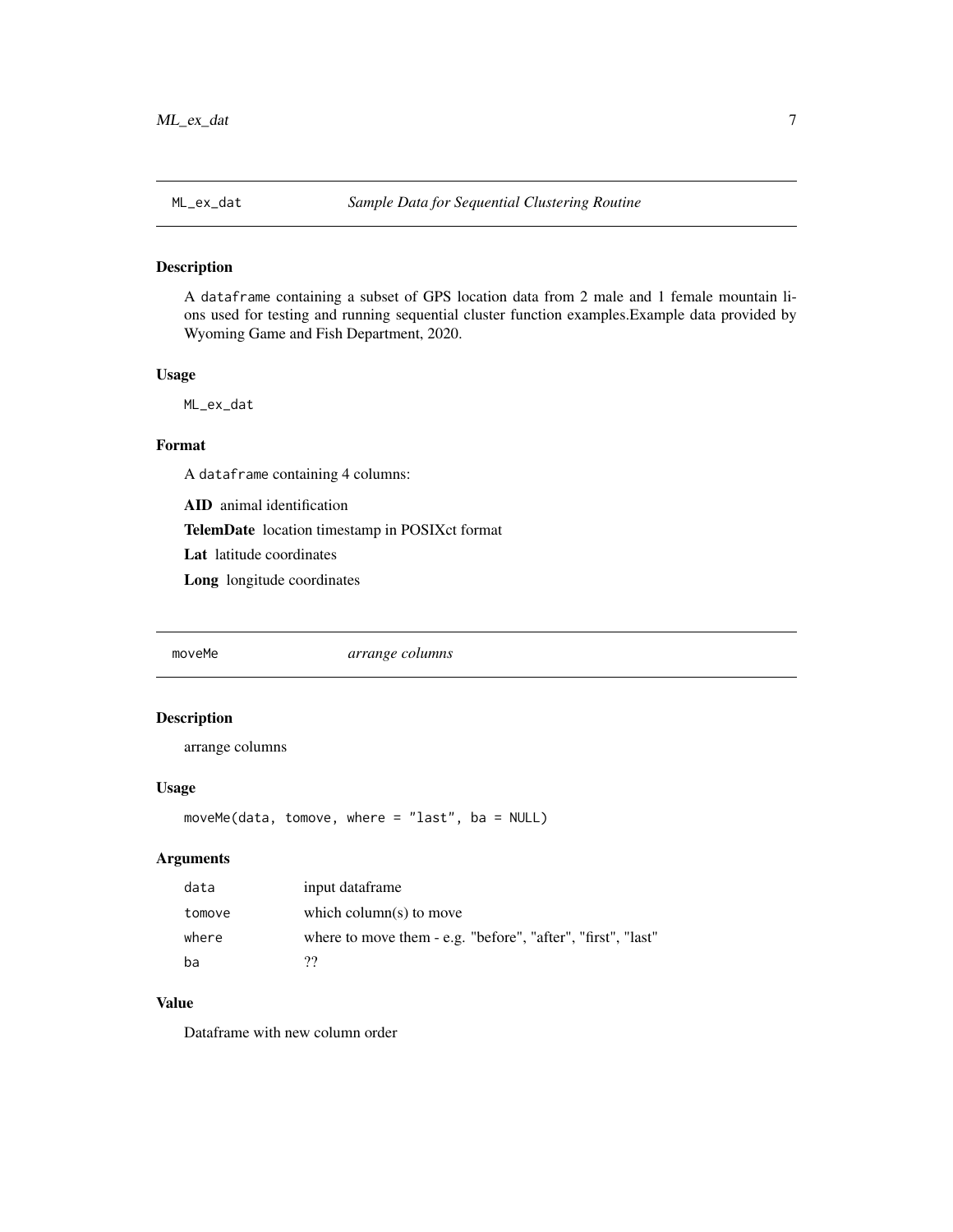## ML_ex_dat — *Sample Data for Sequential Clustering Routine*

### Description

A dataframe containing a subset of GPS location data from 2 male and 1 female mountain lions used for testing and running sequential cluster function examples.Example data provided by Wyoming Game and Fish Department, 2020.

### Usage

```
ML_ex_dat
```

### Format

A dataframe containing 4 columns:

**AID** animal identification

**TelemDate** location timestamp in POSIXct format

**Lat** latitude coordinates

**Long** longitude coordinates

## moveMe — *arrange columns*

### Description

arrange columns

### Usage

```
moveMe(data, tomove, where = "last", ba = NULL)
```

### Arguments

| | |
|---|---|
| data | input dataframe |
| tomove | which column(s) to move |
| where | where to move them - e.g. "before", "after", "first", "last" |
| ba | ?? |

### Value

Dataframe with new column order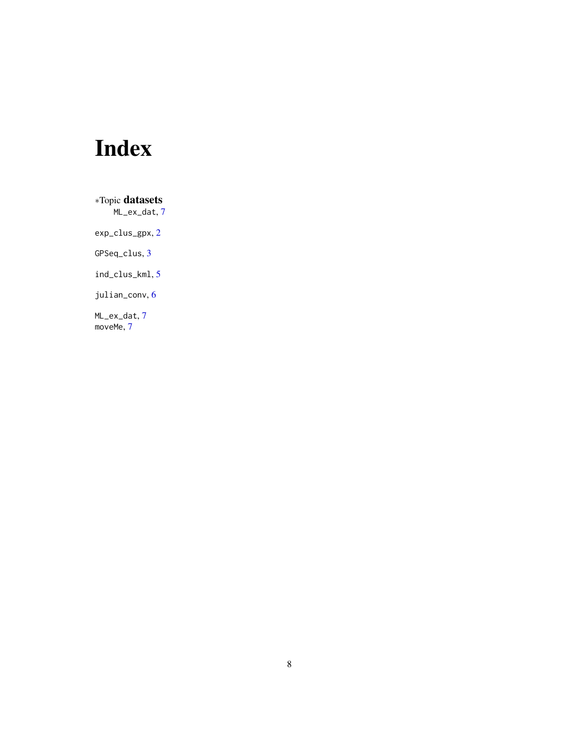# Index

*Topic **datasets**
    ML_ex_dat, 7

exp_clus_gpx, 2

GPSeq_clus, 3

ind_clus_kml, 5

julian_conv, 6

ML_ex_dat, 7
moveMe, 7